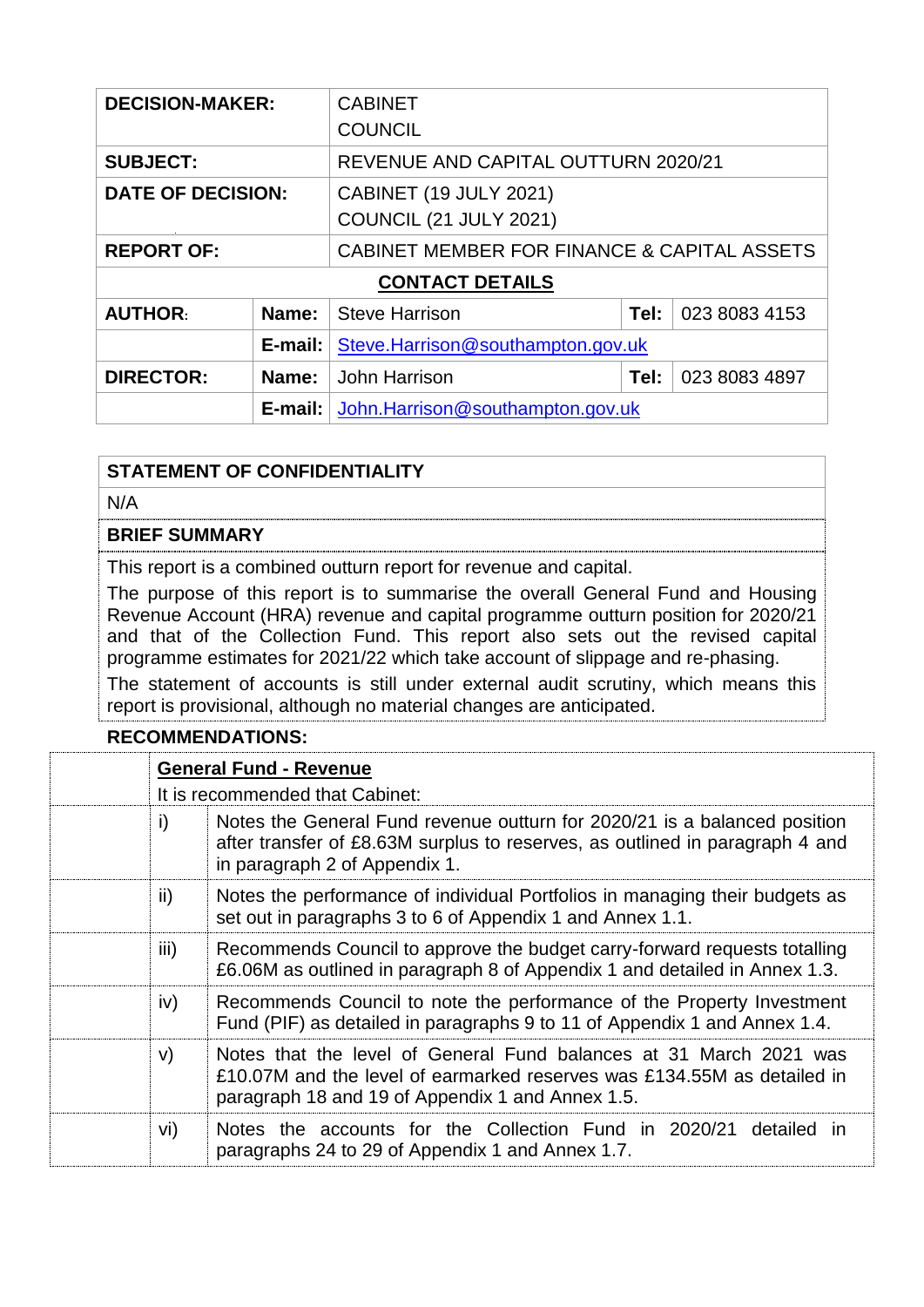| | | | | |
|---|---|---|---|---|
| **DECISION-MAKER:** | | CABINET<br>COUNCIL | | |
| **SUBJECT:** | | REVENUE AND CAPITAL OUTTURN 2020/21 | | |
| **DATE OF DECISION:** | | CABINET (19 JULY 2021)<br>COUNCIL (21 JULY 2021) | | |
| **REPORT OF:** | | CABINET MEMBER FOR FINANCE & CAPITAL ASSETS | | |
| **CONTACT DETAILS** | | | | |
| **AUTHOR:** | **Name:** | Steve Harrison | **Tel:** | 023 8083 4153 |
| | **E-mail:** | Steve.Harrison@southampton.gov.uk | | |
| **DIRECTOR:** | **Name:** | John Harrison | **Tel:** | 023 8083 4897 |
| | **E-mail:** | John.Harrison@southampton.gov.uk | | |

**STATEMENT OF CONFIDENTIALITY**

N/A

**BRIEF SUMMARY**

This report is a combined outturn report for revenue and capital.

The purpose of this report is to summarise the overall General Fund and Housing Revenue Account (HRA) revenue and capital programme outturn position for 2020/21 and that of the Collection Fund. This report also sets out the revised capital programme estimates for 2021/22 which take account of slippage and re-phasing.

The statement of accounts is still under external audit scrutiny, which means this report is provisional, although no material changes are anticipated.

**RECOMMENDATIONS:**

**General Fund - Revenue**

It is recommended that Cabinet:

| | |
|---|---|
| i) | Notes the General Fund revenue outturn for 2020/21 is a balanced position after transfer of £8.63M surplus to reserves, as outlined in paragraph 4 and in paragraph 2 of Appendix 1. |
| ii) | Notes the performance of individual Portfolios in managing their budgets as set out in paragraphs 3 to 6 of Appendix 1 and Annex 1.1. |
| iii) | Recommends Council to approve the budget carry-forward requests totalling £6.06M as outlined in paragraph 8 of Appendix 1 and detailed in Annex 1.3. |
| iv) | Recommends Council to note the performance of the Property Investment Fund (PIF) as detailed in paragraphs 9 to 11 of Appendix 1 and Annex 1.4. |
| v) | Notes that the level of General Fund balances at 31 March 2021 was £10.07M and the level of earmarked reserves was £134.55M as detailed in paragraph 18 and 19 of Appendix 1 and Annex 1.5. |
| vi) | Notes the accounts for the Collection Fund in 2020/21 detailed in paragraphs 24 to 29 of Appendix 1 and Annex 1.7. |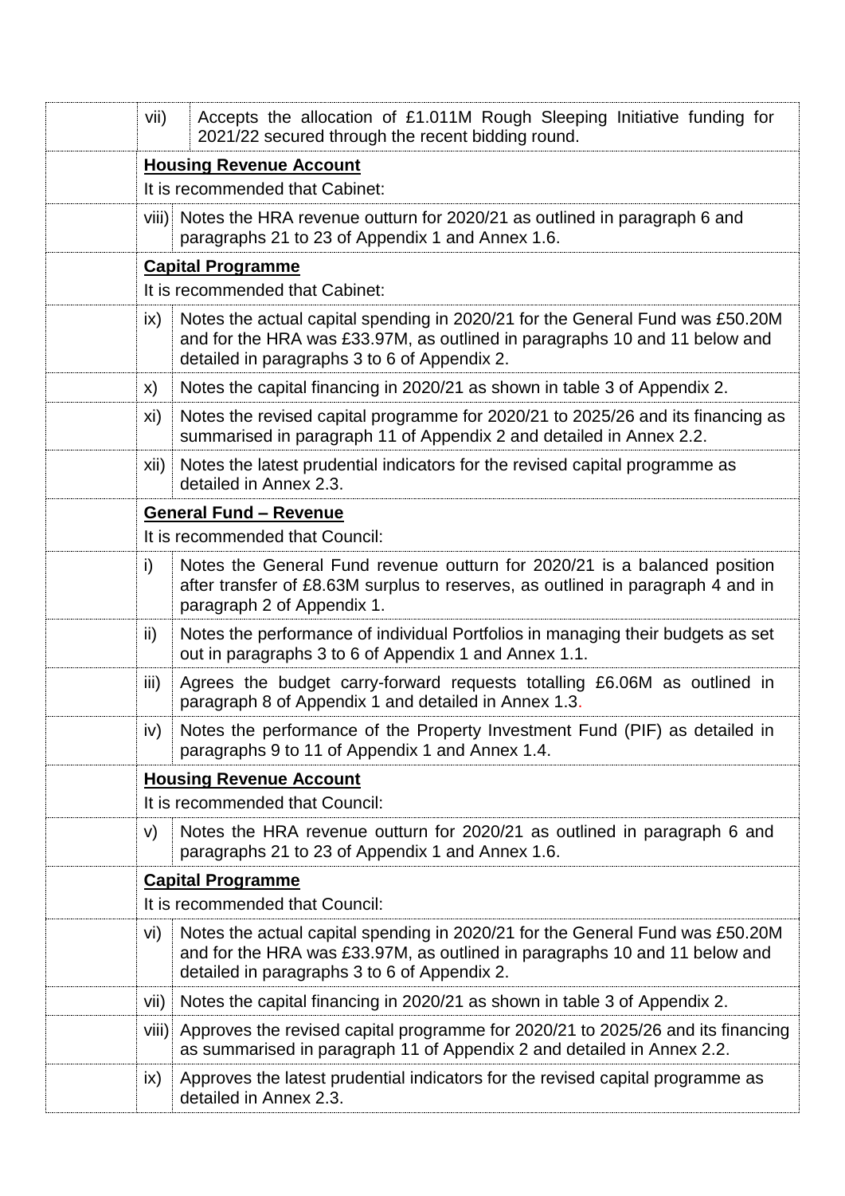| | | |
|---|---|---|
| | vii) | Accepts the allocation of £1.011M Rough Sleeping Initiative funding for 2021/22 secured through the recent bidding round. |
| | **Housing Revenue Account** | |
| | It is recommended that Cabinet: | |
| | viii) | Notes the HRA revenue outturn for 2020/21 as outlined in paragraph 6 and paragraphs 21 to 23 of Appendix 1 and Annex 1.6. |
| | **Capital Programme** | |
| | It is recommended that Cabinet: | |
| | ix) | Notes the actual capital spending in 2020/21 for the General Fund was £50.20M and for the HRA was £33.97M, as outlined in paragraphs 10 and 11 below and detailed in paragraphs 3 to 6 of Appendix 2. |
| | x) | Notes the capital financing in 2020/21 as shown in table 3 of Appendix 2. |
| | xi) | Notes the revised capital programme for 2020/21 to 2025/26 and its financing as summarised in paragraph 11 of Appendix 2 and detailed in Annex 2.2. |
| | xii) | Notes the latest prudential indicators for the revised capital programme as detailed in Annex 2.3. |
| | **General Fund – Revenue** | |
| | It is recommended that Council: | |
| | i) | Notes the General Fund revenue outturn for 2020/21 is a balanced position after transfer of £8.63M surplus to reserves, as outlined in paragraph 4 and in paragraph 2 of Appendix 1. |
| | ii) | Notes the performance of individual Portfolios in managing their budgets as set out in paragraphs 3 to 6 of Appendix 1 and Annex 1.1. |
| | iii) | Agrees the budget carry-forward requests totalling £6.06M as outlined in paragraph 8 of Appendix 1 and detailed in Annex 1.3. |
| | iv) | Notes the performance of the Property Investment Fund (PIF) as detailed in paragraphs 9 to 11 of Appendix 1 and Annex 1.4. |
| | **Housing Revenue Account** | |
| | It is recommended that Council: | |
| | v) | Notes the HRA revenue outturn for 2020/21 as outlined in paragraph 6 and paragraphs 21 to 23 of Appendix 1 and Annex 1.6. |
| | **Capital Programme** | |
| | It is recommended that Council: | |
| | vi) | Notes the actual capital spending in 2020/21 for the General Fund was £50.20M and for the HRA was £33.97M, as outlined in paragraphs 10 and 11 below and detailed in paragraphs 3 to 6 of Appendix 2. |
| | vii) | Notes the capital financing in 2020/21 as shown in table 3 of Appendix 2. |
| | viii) | Approves the revised capital programme for 2020/21 to 2025/26 and its financing as summarised in paragraph 11 of Appendix 2 and detailed in Annex 2.2. |
| | ix) | Approves the latest prudential indicators for the revised capital programme as detailed in Annex 2.3. |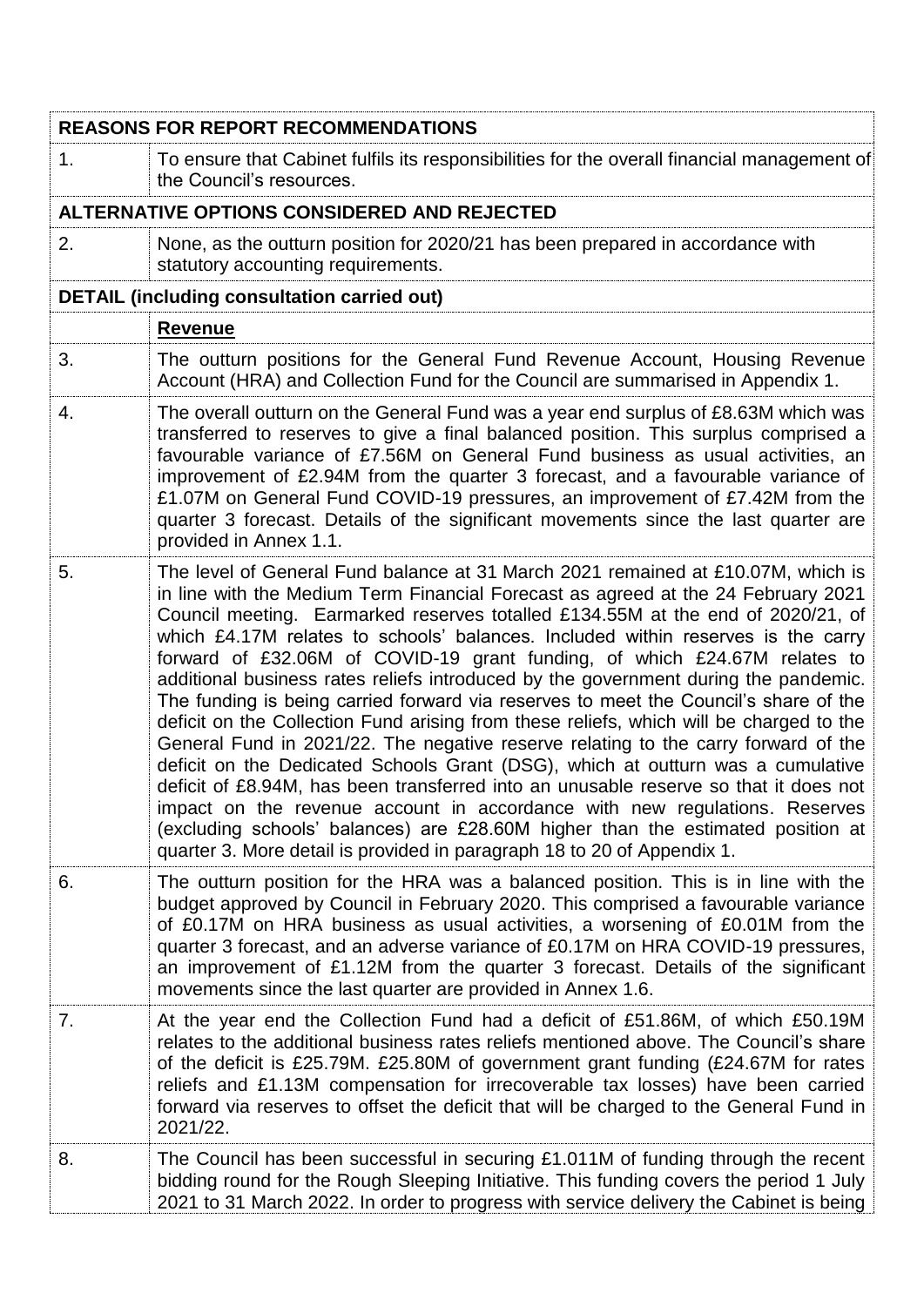| | |
|---|---|
| **REASONS FOR REPORT RECOMMENDATIONS** | |
| 1. | To ensure that Cabinet fulfils its responsibilities for the overall financial management of the Council's resources. |
| **ALTERNATIVE OPTIONS CONSIDERED AND REJECTED** | |
| 2. | None, as the outturn position for 2020/21 has been prepared in accordance with statutory accounting requirements. |
| **DETAIL (including consultation carried out)** | |
| | **Revenue** |
| 3. | The outturn positions for the General Fund Revenue Account, Housing Revenue Account (HRA) and Collection Fund for the Council are summarised in Appendix 1. |
| 4. | The overall outturn on the General Fund was a year end surplus of £8.63M which was transferred to reserves to give a final balanced position. This surplus comprised a favourable variance of £7.56M on General Fund business as usual activities, an improvement of £2.94M from the quarter 3 forecast, and a favourable variance of £1.07M on General Fund COVID-19 pressures, an improvement of £7.42M from the quarter 3 forecast. Details of the significant movements since the last quarter are provided in Annex 1.1. |
| 5. | The level of General Fund balance at 31 March 2021 remained at £10.07M, which is in line with the Medium Term Financial Forecast as agreed at the 24 February 2021 Council meeting. Earmarked reserves totalled £134.55M at the end of 2020/21, of which £4.17M relates to schools' balances. Included within reserves is the carry forward of £32.06M of COVID-19 grant funding, of which £24.67M relates to additional business rates reliefs introduced by the government during the pandemic. The funding is being carried forward via reserves to meet the Council's share of the deficit on the Collection Fund arising from these reliefs, which will be charged to the General Fund in 2021/22. The negative reserve relating to the carry forward of the deficit on the Dedicated Schools Grant (DSG), which at outturn was a cumulative deficit of £8.94M, has been transferred into an unusable reserve so that it does not impact on the revenue account in accordance with new regulations. Reserves (excluding schools' balances) are £28.60M higher than the estimated position at quarter 3. More detail is provided in paragraph 18 to 20 of Appendix 1. |
| 6. | The outturn position for the HRA was a balanced position. This is in line with the budget approved by Council in February 2020. This comprised a favourable variance of £0.17M on HRA business as usual activities, a worsening of £0.01M from the quarter 3 forecast, and an adverse variance of £0.17M on HRA COVID-19 pressures, an improvement of £1.12M from the quarter 3 forecast. Details of the significant movements since the last quarter are provided in Annex 1.6. |
| 7. | At the year end the Collection Fund had a deficit of £51.86M, of which £50.19M relates to the additional business rates reliefs mentioned above. The Council's share of the deficit is £25.79M. £25.80M of government grant funding (£24.67M for rates reliefs and £1.13M compensation for irrecoverable tax losses) have been carried forward via reserves to offset the deficit that will be charged to the General Fund in 2021/22. |
| 8. | The Council has been successful in securing £1.011M of funding through the recent bidding round for the Rough Sleeping Initiative. This funding covers the period 1 July 2021 to 31 March 2022. In order to progress with service delivery the Cabinet is being |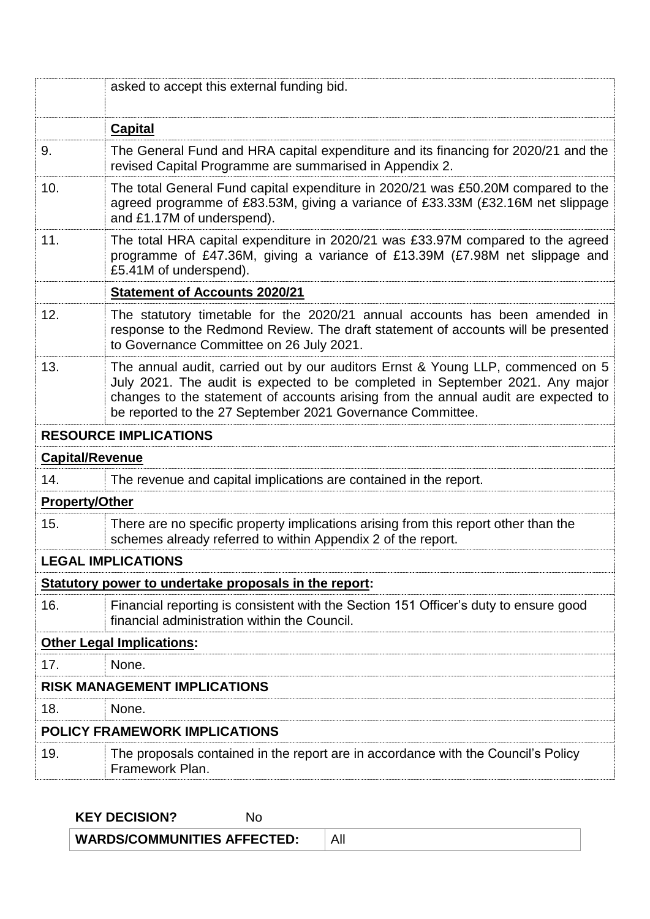| | |
|---|---|
| | asked to accept this external funding bid. |
| | **Capital** |
| 9. | The General Fund and HRA capital expenditure and its financing for 2020/21 and the revised Capital Programme are summarised in Appendix 2. |
| 10. | The total General Fund capital expenditure in 2020/21 was £50.20M compared to the agreed programme of £83.53M, giving a variance of £33.33M (£32.16M net slippage and £1.17M of underspend). |
| 11. | The total HRA capital expenditure in 2020/21 was £33.97M compared to the agreed programme of £47.36M, giving a variance of £13.39M (£7.98M net slippage and £5.41M of underspend). |
| | **Statement of Accounts 2020/21** |
| 12. | The statutory timetable for the 2020/21 annual accounts has been amended in response to the Redmond Review. The draft statement of accounts will be presented to Governance Committee on 26 July 2021. |
| 13. | The annual audit, carried out by our auditors Ernst & Young LLP, commenced on 5 July 2021. The audit is expected to be completed in September 2021. Any major changes to the statement of accounts arising from the annual audit are expected to be reported to the 27 September 2021 Governance Committee. |
| **RESOURCE IMPLICATIONS** | |
| **Capital/Revenue** | |
| 14. | The revenue and capital implications are contained in the report. |
| **Property/Other** | |
| 15. | There are no specific property implications arising from this report other than the schemes already referred to within Appendix 2 of the report. |
| **LEGAL IMPLICATIONS** | |
| **Statutory power to undertake proposals in the report:** | |
| 16. | Financial reporting is consistent with the Section 151 Officer's duty to ensure good financial administration within the Council. |
| **Other Legal Implications:** | |
| 17. | None. |
| **RISK MANAGEMENT IMPLICATIONS** | |
| 18. | None. |
| **POLICY FRAMEWORK IMPLICATIONS** | |
| 19. | The proposals contained in the report are in accordance with the Council's Policy Framework Plan. |

**KEY DECISION?** No

| | |
|---|---|
| **WARDS/COMMUNITIES AFFECTED:** | All |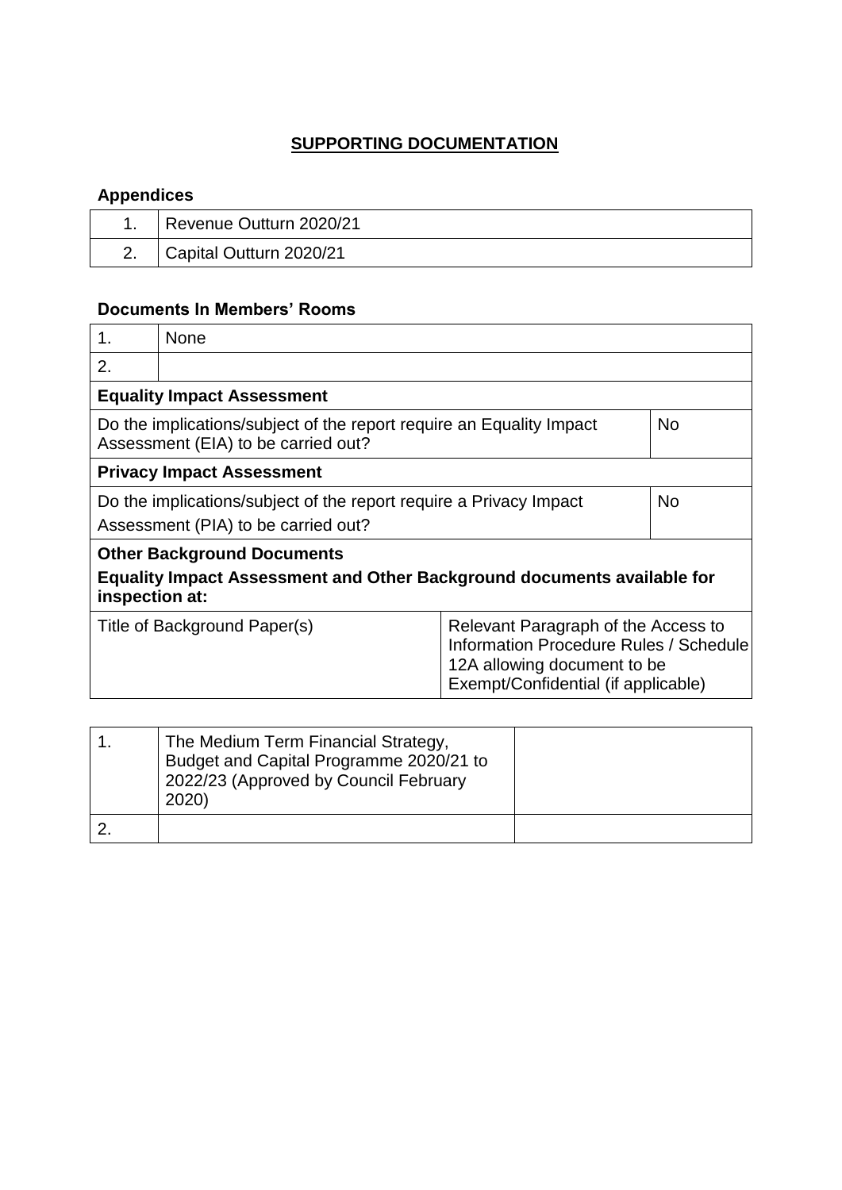## SUPPORTING DOCUMENTATION

### Appendices

| | |
|---|---|
| 1. | Revenue Outturn 2020/21 |
| 2. | Capital Outturn 2020/21 |

### Documents In Members' Rooms

| | |
|---|---|
| 1. | None |
| 2. | |

**Equality Impact Assessment**

| | |
|---|---|
| Do the implications/subject of the report require an Equality Impact Assessment (EIA) to be carried out? | No |

**Privacy Impact Assessment**

| | |
|---|---|
| Do the implications/subject of the report require a Privacy Impact Assessment (PIA) to be carried out? | No |

**Other Background Documents**

**Equality Impact Assessment and Other Background documents available for inspection at:**

| Title of Background Paper(s) | | Relevant Paragraph of the Access to Information Procedure Rules / Schedule 12A allowing document to be Exempt/Confidential (if applicable) |
|---|---|---|
| 1. | The Medium Term Financial Strategy, Budget and Capital Programme 2020/21 to 2022/23 (Approved by Council February 2020) | |
| 2. | | |